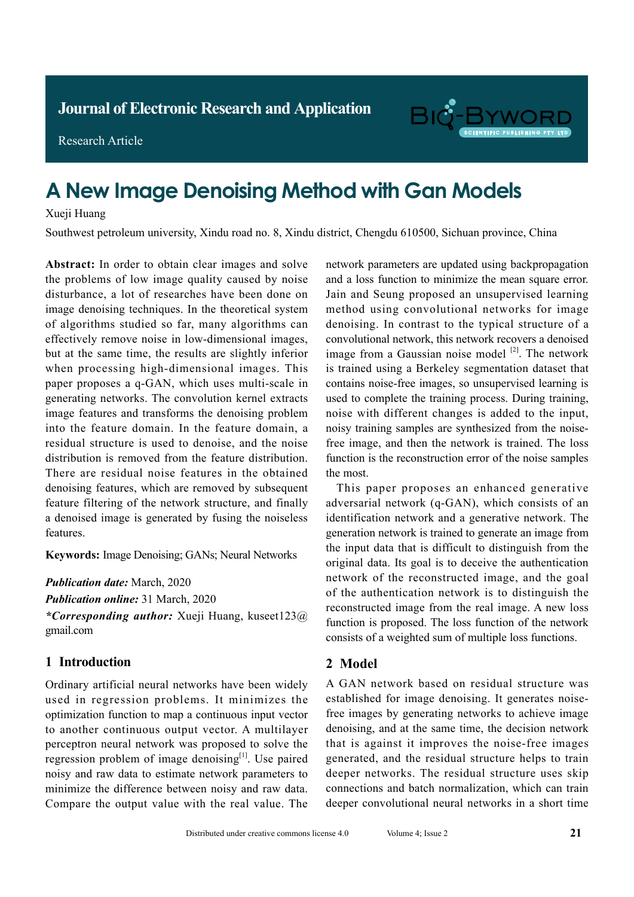Journal of Electronic Research and Application

Research Article

# A New Image Denoising Method with Gan Models

Xueji Huang

Southwest petroleum university, Xindu road no. 8, Xindu district, Chengdu 610500, Sichuan province, China

**Abstract:** In order to obtain clear images and solve the problems of low image quality caused by noise disturbance, a lot of researches have been done on image denoising techniques. In the theoretical system of algorithms studied so far, many algorithms can effectively remove noise in low-dimensional images, but at the same time, the results are slightly inferior when processing high-dimensional images. This paper proposes a q-GAN, which uses multi-scale in generating networks. The convolution kernel extracts image features and transforms the denoising problem into the feature domain. In the feature domain, a residual structure is used to denoise, and the noise distribution is removed from the feature distribution. There are residual noise features in the obtained denoising features, which are removed by subsequent feature filtering of the network structure, and finally a denoised image is generated by fusing the noiseless features.

**Keywords:** Image Denoising; GANs; Neural Networks

***Publication date:*** March, 2020

***Publication online:*** 31 March, 2020

***\*Corresponding author:*** Xueji Huang, kuseet123@gmail.com

## 1 Introduction

Ordinary artificial neural networks have been widely used in regression problems. It minimizes the optimization function to map a continuous input vector to another continuous output vector. A multilayer perceptron neural network was proposed to solve the regression problem of image denoising[1]. Use paired noisy and raw data to estimate network parameters to minimize the difference between noisy and raw data. Compare the output value with the real value. The network parameters are updated using backpropagation and a loss function to minimize the mean square error. Jain and Seung proposed an unsupervised learning method using convolutional networks for image denoising. In contrast to the typical structure of a convolutional network, this network recovers a denoised image from a Gaussian noise model [2]. The network is trained using a Berkeley segmentation dataset that contains noise-free images, so unsupervised learning is used to complete the training process. During training, noise with different changes is added to the input, noisy training samples are synthesized from the noise-free image, and then the network is trained. The loss function is the reconstruction error of the noise samples the most.

This paper proposes an enhanced generative adversarial network (q-GAN), which consists of an identification network and a generative network. The generation network is trained to generate an image from the input data that is difficult to distinguish from the original data. Its goal is to deceive the authentication network of the reconstructed image, and the goal of the authentication network is to distinguish the reconstructed image from the real image. A new loss function is proposed. The loss function of the network consists of a weighted sum of multiple loss functions.

## 2 Model

A GAN network based on residual structure was established for image denoising. It generates noise-free images by generating networks to achieve image denoising, and at the same time, the decision network that is against it improves the noise-free images generated, and the residual structure helps to train deeper networks. The residual structure uses skip connections and batch normalization, which can train deeper convolutional neural networks in a short time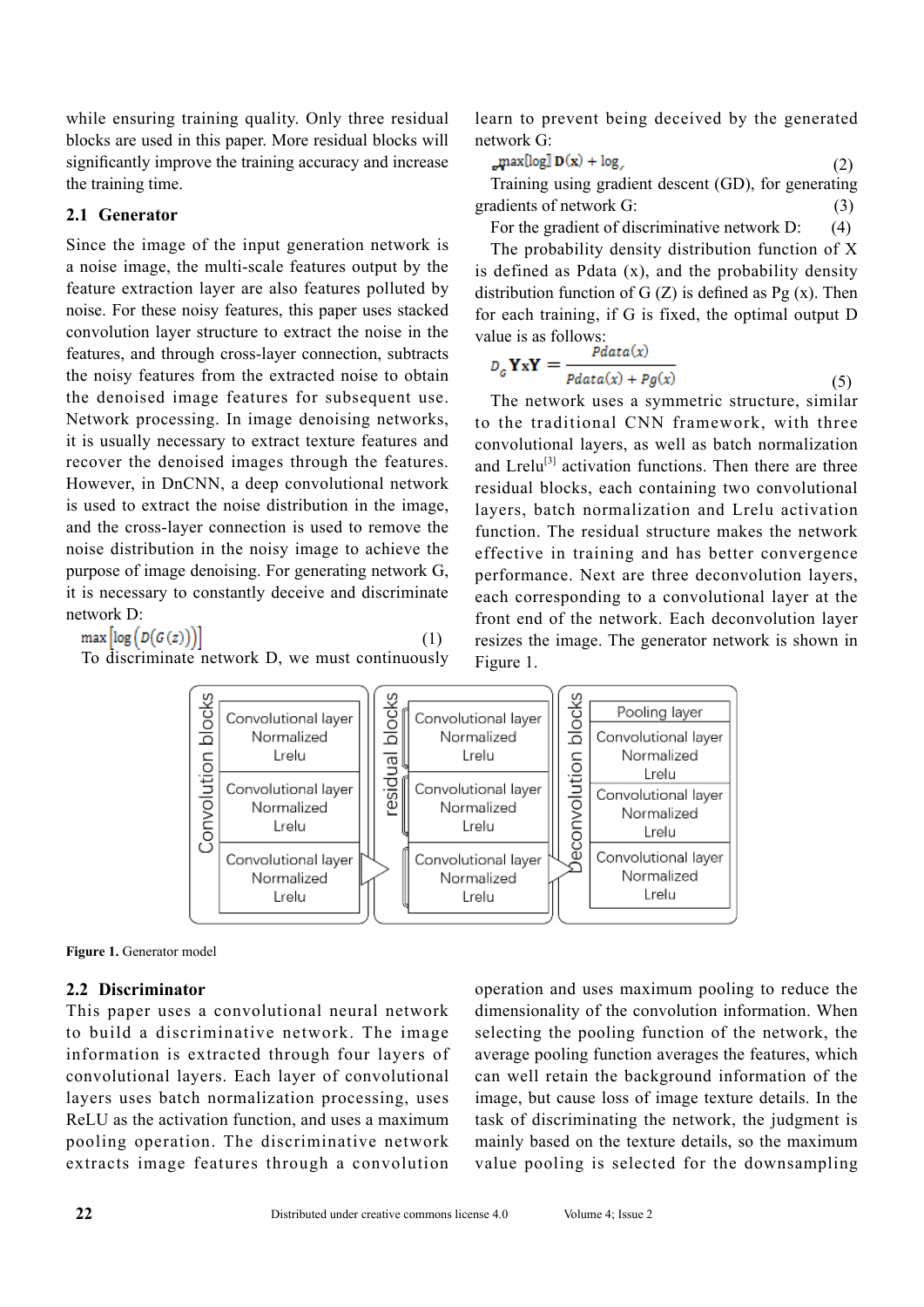while ensuring training quality. Only three residual blocks are used in this paper. More residual blocks will significantly improve the training accuracy and increase the training time.

## 2.1 Generator

Since the image of the input generation network is a noise image, the multi-scale features output by the feature extraction layer are also features polluted by noise. For these noisy features, this paper uses stacked convolution layer structure to extract the noise in the features, and through cross-layer connection, subtracts the noisy features from the extracted noise to obtain the denoised image features for subsequent use. Network processing. In image denoising networks, it is usually necessary to extract texture features and recover the denoised images through the features. However, in DnCNN, a deep convolutional network is used to extract the noise distribution in the image, and the cross-layer connection is used to remove the noise distribution in the noisy image to achieve the purpose of image denoising. For generating network G, it is necessary to constantly deceive and discriminate network D:

$$\max\left[\log\left(D(G(z))\right)\right] \quad (1)$$

To discriminate network D, we must continuously learn to prevent being deceived by the generated network G:

$$\max[\log] \mathbf{D}(\mathbf{x}) + \log \quad (2)$$

Training using gradient descent (GD), for generating gradients of network G: (3)

For the gradient of discriminative network D: (4)

The probability density distribution function of X is defined as Pdata (x), and the probability density distribution function of G (Z) is defined as Pg (x). Then for each training, if G is fixed, the optimal output D value is as follows:

$$D_G \mathbf{YxY} = \frac{Pdata(x)}{Pdata(x) + Pg(x)} \quad (5)$$

The network uses a symmetric structure, similar to the traditional CNN framework, with three convolutional layers, as well as batch normalization and Lrelu[3] activation functions. Then there are three residual blocks, each containing two convolutional layers, batch normalization and Lrelu activation function. The residual structure makes the network effective in training and has better convergence performance. Next are three deconvolution layers, each corresponding to a convolutional layer at the front end of the network. Each deconvolution layer resizes the image. The generator network is shown in Figure 1.

| Convolution blocks | residual blocks | Deconvolution blocks |
|---|---|---|
| Convolutional layer Normalized Lrelu | Convolutional layer Normalized Lrelu | Pooling layer |
| Convolutional layer Normalized Lrelu | Convolutional layer Normalized Lrelu | Convolutional layer Normalized Lrelu |
| Convolutional layer Normalized Lrelu | Convolutional layer Normalized Lrelu | Convolutional layer Normalized Lrelu |
| | | Convolutional layer Normalized Lrelu |

**Figure 1.** Generator model

## 2.2 Discriminator

This paper uses a convolutional neural network to build a discriminative network. The image information is extracted through four layers of convolutional layers. Each layer of convolutional layers uses batch normalization processing, uses ReLU as the activation function, and uses a maximum pooling operation. The discriminative network extracts image features through a convolution operation and uses maximum pooling to reduce the dimensionality of the convolution information. When selecting the pooling function of the network, the average pooling function averages the features, which can well retain the background information of the image, but cause loss of image texture details. In the task of discriminating the network, the judgment is mainly based on the texture details, so the maximum value pooling is selected for the downsampling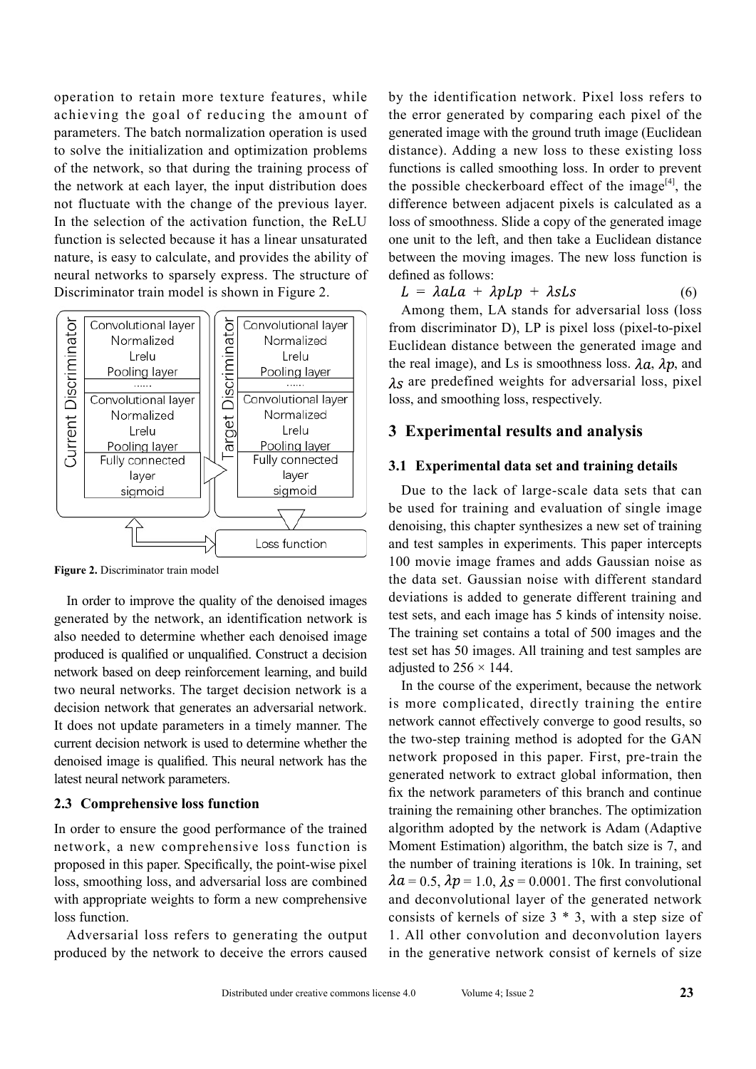operation to retain more texture features, while achieving the goal of reducing the amount of parameters. The batch normalization operation is used to solve the initialization and optimization problems of the network, so that during the training process of the network at each layer, the input distribution does not fluctuate with the change of the previous layer. In the selection of the activation function, the ReLU function is selected because it has a linear unsaturated nature, is easy to calculate, and provides the ability of neural networks to sparsely express. The structure of Discriminator train model is shown in Figure 2.

**Figure 2.** Discriminator train model

In order to improve the quality of the denoised images generated by the network, an identification network is also needed to determine whether each denoised image produced is qualified or unqualified. Construct a decision network based on deep reinforcement learning, and build two neural networks. The target decision network is a decision network that generates an adversarial network. It does not update parameters in a timely manner. The current decision network is used to determine whether the denoised image is qualified. This neural network has the latest neural network parameters.

### 2.3 Comprehensive loss function

In order to ensure the good performance of the trained network, a new comprehensive loss function is proposed in this paper. Specifically, the point-wise pixel loss, smoothing loss, and adversarial loss are combined with appropriate weights to form a new comprehensive loss function.

Adversarial loss refers to generating the output produced by the network to deceive the errors caused by the identification network. Pixel loss refers to the error generated by comparing each pixel of the generated image with the ground truth image (Euclidean distance). Adding a new loss to these existing loss functions is called smoothing loss. In order to prevent the possible checkerboard effect of the image[4], the difference between adjacent pixels is calculated as a loss of smoothness. Slide a copy of the generated image one unit to the left, and then take a Euclidean distance between the moving images. The new loss function is defined as follows:

$$L = \lambda a La + \lambda p Lp + \lambda s Ls \tag{6}$$

Among them, LA stands for adversarial loss (loss from discriminator D), LP is pixel loss (pixel-to-pixel Euclidean distance between the generated image and the real image), and Ls is smoothness loss. $\lambda a$, $\lambda p$, and $\lambda s$ are predefined weights for adversarial loss, pixel loss, and smoothing loss, respectively.

## 3 Experimental results and analysis

### 3.1 Experimental data set and training details

Due to the lack of large-scale data sets that can be used for training and evaluation of single image denoising, this chapter synthesizes a new set of training and test samples in experiments. This paper intercepts 100 movie image frames and adds Gaussian noise as the data set. Gaussian noise with different standard deviations is added to generate different training and test sets, and each image has 5 kinds of intensity noise. The training set contains a total of 500 images and the test set has 50 images. All training and test samples are adjusted to 256 × 144.

In the course of the experiment, because the network is more complicated, directly training the entire network cannot effectively converge to good results, so the two-step training method is adopted for the GAN network proposed in this paper. First, pre-train the generated network to extract global information, then fix the network parameters of this branch and continue training the remaining other branches. The optimization algorithm adopted by the network is Adam (Adaptive Moment Estimation) algorithm, the batch size is 7, and the number of training iterations is 10k. In training, set $\lambda a = 0.5$, $\lambda p = 1.0$, $\lambda s = 0.0001$. The first convolutional and deconvolutional layer of the generated network consists of kernels of size 3 * 3, with a step size of 1. All other convolution and deconvolution layers in the generative network consist of kernels of size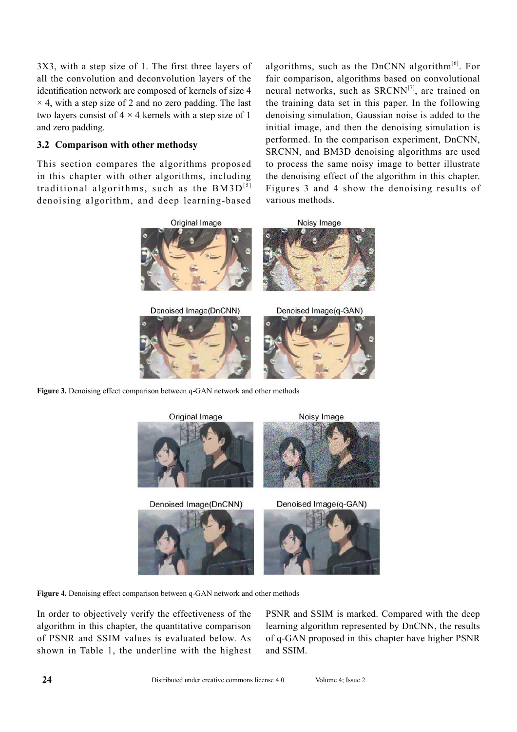3X3, with a step size of 1. The first three layers of all the convolution and deconvolution layers of the identification network are composed of kernels of size 4 × 4, with a step size of 2 and no zero padding. The last two layers consist of 4 × 4 kernels with a step size of 1 and zero padding.

### 3.2 Comparison with other methodsy

This section compares the algorithms proposed in this chapter with other algorithms, including traditional algorithms, such as the BM3D[5] denoising algorithm, and deep learning-based algorithms, such as the DnCNN algorithm[6]. For fair comparison, algorithms based on convolutional neural networks, such as SRCNN[7], are trained on the training data set in this paper. In the following denoising simulation, Gaussian noise is added to the initial image, and then the denoising simulation is performed. In the comparison experiment, DnCNN, SRCNN, and BM3D denoising algorithms are used to process the same noisy image to better illustrate the denoising effect of the algorithm in this chapter. Figures 3 and 4 show the denoising results of various methods.

Original Image | Noisy Image | Denoised Image(DnCNN) | Denoised Image(q-GAN)

**Figure 3.** Denoising effect comparison between q-GAN network and other methods

Original Image | Noisy Image | Denoised Image(DnCNN) | Denoised Image(q-GAN)

**Figure 4.** Denoising effect comparison between q-GAN network and other methods

In order to objectively verify the effectiveness of the algorithm in this chapter, the quantitative comparison of PSNR and SSIM values is evaluated below. As shown in Table 1, the underline with the highest PSNR and SSIM is marked. Compared with the deep learning algorithm represented by DnCNN, the results of q-GAN proposed in this chapter have higher PSNR and SSIM.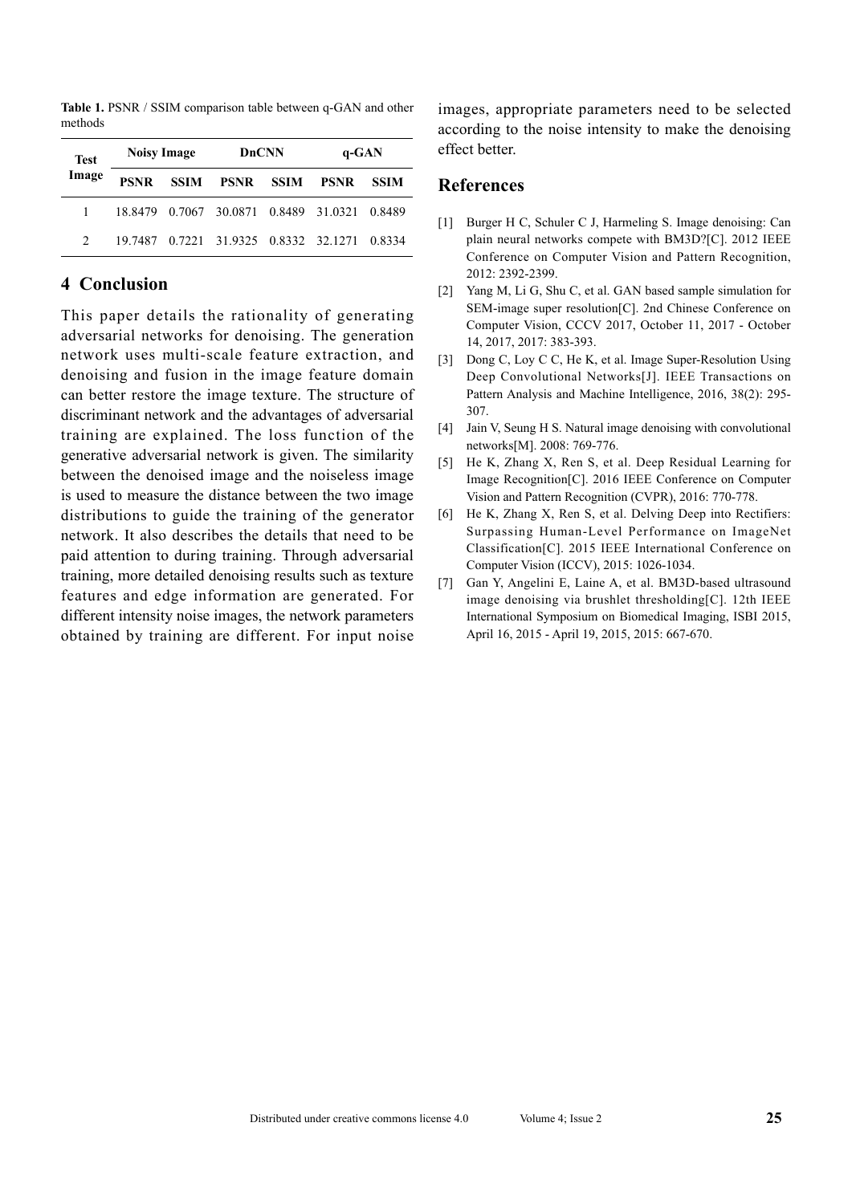**Table 1.** PSNR / SSIM comparison table between q-GAN and other methods

| Test Image | Noisy Image | | DnCNN | | q-GAN | |
|---|---|---|---|---|---|---|
| | PSNR | SSIM | PSNR | SSIM | PSNR | SSIM |
| 1 | 18.8479 | 0.7067 | 30.0871 | 0.8489 | 31.0321 | 0.8489 |
| 2 | 19.7487 | 0.7221 | 31.9325 | 0.8332 | 32.1271 | 0.8334 |

## 4 Conclusion

This paper details the rationality of generating adversarial networks for denoising. The generation network uses multi-scale feature extraction, and denoising and fusion in the image feature domain can better restore the image texture. The structure of discriminant network and the advantages of adversarial training are explained. The loss function of the generative adversarial network is given. The similarity between the denoised image and the noiseless image is used to measure the distance between the two image distributions to guide the training of the generator network. It also describes the details that need to be paid attention to during training. Through adversarial training, more detailed denoising results such as texture features and edge information are generated. For different intensity noise images, the network parameters obtained by training are different. For input noise images, appropriate parameters need to be selected according to the noise intensity to make the denoising effect better.

## References

[1] Burger H C, Schuler C J, Harmeling S. Image denoising: Can plain neural networks compete with BM3D?[C]. 2012 IEEE Conference on Computer Vision and Pattern Recognition, 2012: 2392-2399.

[2] Yang M, Li G, Shu C, et al. GAN based sample simulation for SEM-image super resolution[C]. 2nd Chinese Conference on Computer Vision, CCCV 2017, October 11, 2017 - October 14, 2017, 2017: 383-393.

[3] Dong C, Loy C C, He K, et al. Image Super-Resolution Using Deep Convolutional Networks[J]. IEEE Transactions on Pattern Analysis and Machine Intelligence, 2016, 38(2): 295-307.

[4] Jain V, Seung H S. Natural image denoising with convolutional networks[M]. 2008: 769-776.

[5] He K, Zhang X, Ren S, et al. Deep Residual Learning for Image Recognition[C]. 2016 IEEE Conference on Computer Vision and Pattern Recognition (CVPR), 2016: 770-778.

[6] He K, Zhang X, Ren S, et al. Delving Deep into Rectifiers: Surpassing Human-Level Performance on ImageNet Classification[C]. 2015 IEEE International Conference on Computer Vision (ICCV), 2015: 1026-1034.

[7] Gan Y, Angelini E, Laine A, et al. BM3D-based ultrasound image denoising via brushlet thresholding[C]. 12th IEEE International Symposium on Biomedical Imaging, ISBI 2015, April 16, 2015 - April 19, 2015, 2015: 667-670.